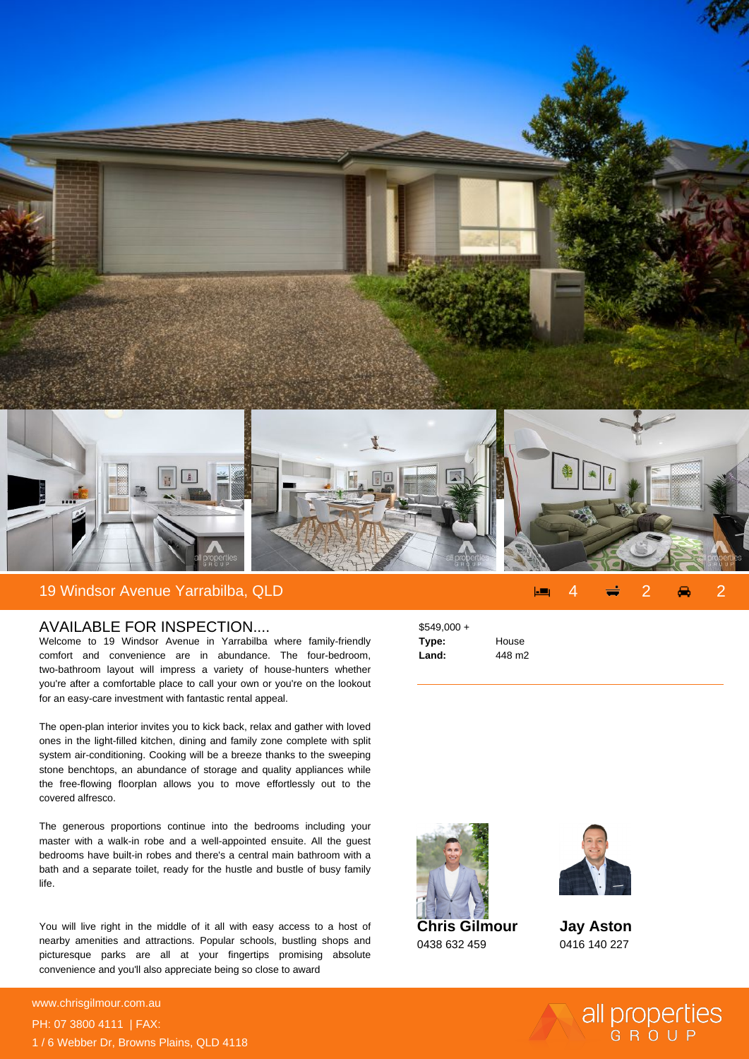## 19 Windsor Avenue Yarrabilba, QLD

4 2 2

## AVAILABLE FOR INSPECTION....

Welcome to 19 Windsor Avenue in Yarrabilba where family-friendly comfort and convenience are in abundance. The four-bedroom, two-bathroom layout will impress a variety of house-hunters whether you're after a comfortable place to call your own or you're on the lookout for an easy-care investment with fantastic rental appeal.

The open-plan interior invites you to kick back, relax and gather with loved ones in the light-filled kitchen, dining and family zone complete with split system air-conditioning. Cooking will be a breeze thanks to the sweeping stone benchtops, an abundance of storage and quality appliances while the free-flowing floorplan allows you to move effortlessly out to the covered alfresco.

The generous proportions continue into the bedrooms including your master with a walk-in robe and a well-appointed ensuite. All the guest bedrooms have built-in robes and there's a central main bathroom with a bath and a separate toilet, ready for the hustle and bustle of busy family life.

You will live right in the middle of it all with easy access to a host of nearby amenities and attractions. Popular schools, bustling shops and picturesque parks are all at your fingertips promising absolute convenience and you'll also appreciate being so close to award

$549,000 +

**Type:** House

**Land:** 448 m2

**Chris Gilmour**
0438 632 459

**Jay Aston**
0416 140 227

www.chrisgilmour.com.au
PH: 07 3800 4111 | FAX:
1 / 6 Webber Dr, Browns Plains, QLD 4118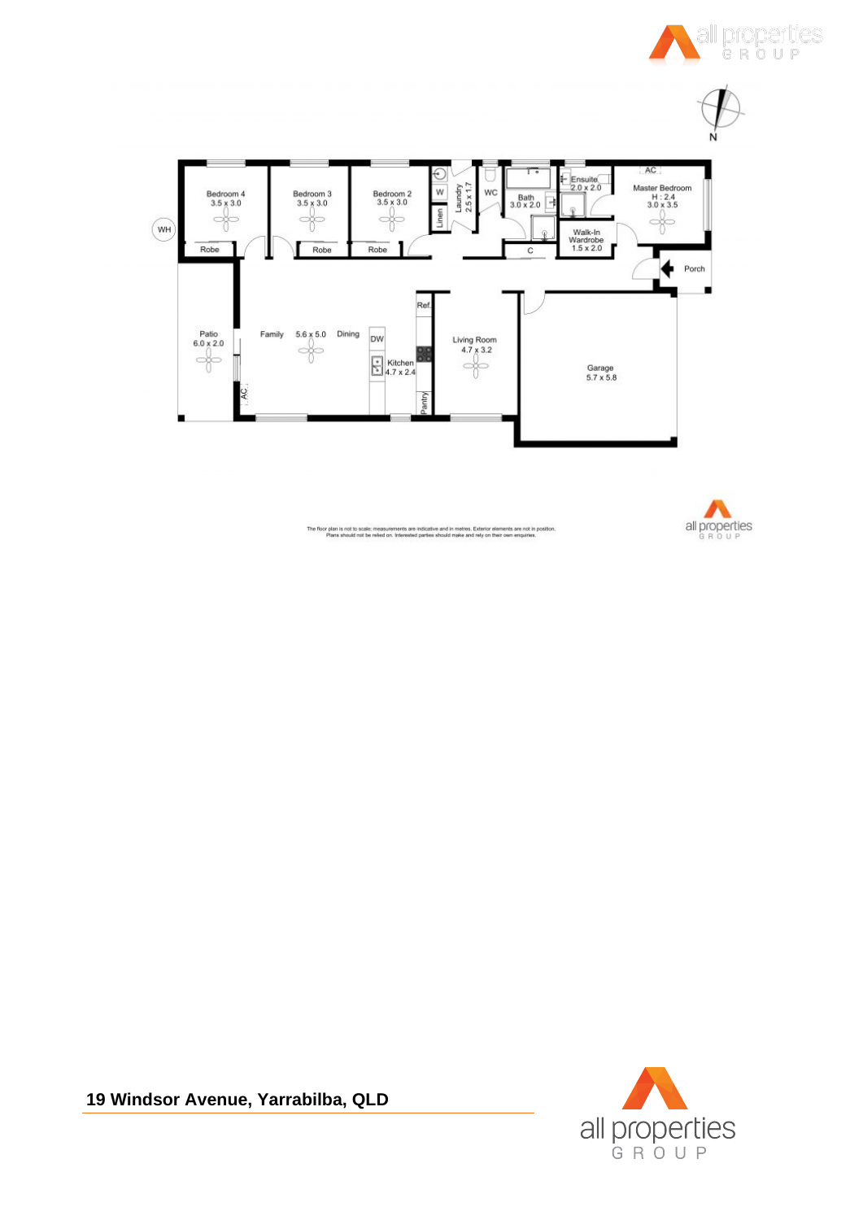Bedroom 4
3.5 x 3.0

Bedroom 3
3.5 x 3.0

Bedroom 2
3.5 x 3.0

Robe

Robe

Robe

WH

W

Linen

Laundry
2.5 x 1.7

WC

Bath
3.0 x 2.0

Ensuite
2.0 x 2.0

AC

Master Bedroom
H : 2.4
3.0 x 3.5

Walk-In
Wardrobe
1.5 x 2.0

C

Porch

Patio
6.0 x 2.0

Family 5.6 x 5.0 Dining

AC

DW

Ref.

Kitchen
4.7 x 2.4

Pantry

Living Room
4.7 x 3.2

Garage
5.7 x 5.8

N

The floor plan is not to scale; measurements are indicative and in metres. Exterior elements are not in position.
Plans should not be relied on. Interested parties should make and rely on their own enquiries.

**19 Windsor Avenue, Yarrabilba, QLD**